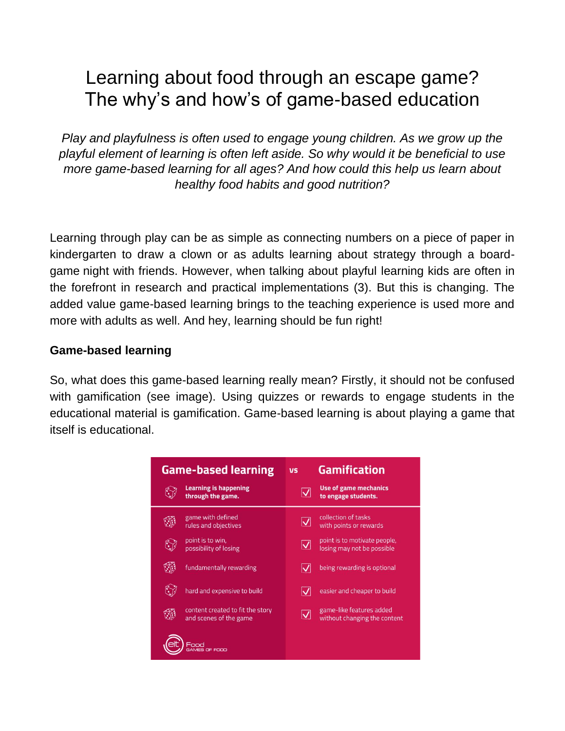# Learning about food through an escape game? The why's and how's of game-based education

*Play and playfulness is often used to engage young children. As we grow up the playful element of learning is often left aside. So why would it be beneficial to use more game-based learning for all ages? And how could this help us learn about healthy food habits and good nutrition?*

Learning through play can be as simple as connecting numbers on a piece of paper in kindergarten to draw a clown or as adults learning about strategy through a board-game night with friends. However, when talking about playful learning kids are often in the forefront in research and practical implementations (3). But this is changing. The added value game-based learning brings to the teaching experience is used more and more with adults as well. And hey, learning should be fun right!

**Game-based learning**

So, what does this game-based learning really mean? Firstly, it should not be confused with gamification (see image). Using quizzes or rewards to engage students in the educational material is gamification. Game-based learning is about playing a game that itself is educational.

| Game-based learning | vs Gamification |
| --- | --- |
| **Learning is happening through the game.** | **Use of game mechanics to engage students.** |
| game with defined rules and objectives | collection of tasks with points or rewards |
| point is to win, possibility of losing | point is to motivate people, losing may not be possible |
| fundamentally rewarding | being rewarding is optional |
| hard and expensive to build | easier and cheaper to build |
| content created to fit the story and scenes of the game | game-like features added without changing the content |

eit Food GAMES OF FOOD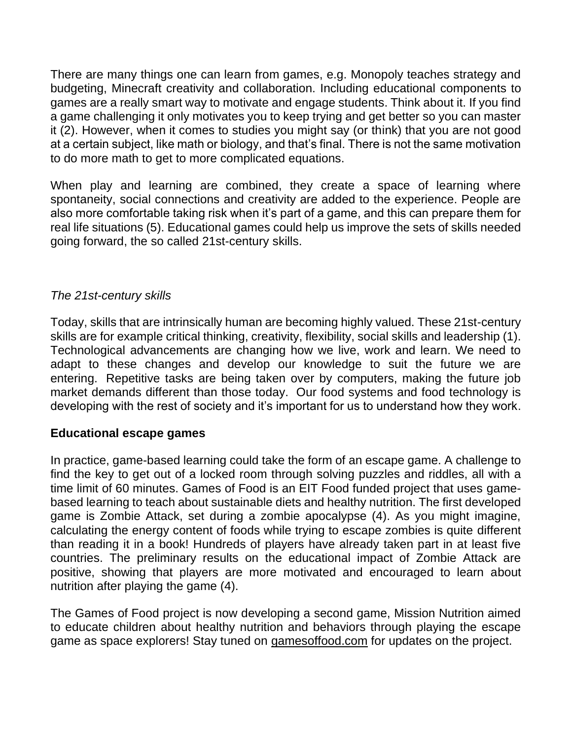There are many things one can learn from games, e.g. Monopoly teaches strategy and budgeting, Minecraft creativity and collaboration. Including educational components to games are a really smart way to motivate and engage students. Think about it. If you find a game challenging it only motivates you to keep trying and get better so you can master it (2). However, when it comes to studies you might say (or think) that you are not good at a certain subject, like math or biology, and that's final. There is not the same motivation to do more math to get to more complicated equations.

When play and learning are combined, they create a space of learning where spontaneity, social connections and creativity are added to the experience. People are also more comfortable taking risk when it's part of a game, and this can prepare them for real life situations (5). Educational games could help us improve the sets of skills needed going forward, the so called 21st-century skills.

*The 21st-century skills*

Today, skills that are intrinsically human are becoming highly valued. These 21st-century skills are for example critical thinking, creativity, flexibility, social skills and leadership (1). Technological advancements are changing how we live, work and learn. We need to adapt to these changes and develop our knowledge to suit the future we are entering. Repetitive tasks are being taken over by computers, making the future job market demands different than those today. Our food systems and food technology is developing with the rest of society and it's important for us to understand how they work.

**Educational escape games**

In practice, game-based learning could take the form of an escape game. A challenge to find the key to get out of a locked room through solving puzzles and riddles, all with a time limit of 60 minutes. Games of Food is an EIT Food funded project that uses game-based learning to teach about sustainable diets and healthy nutrition. The first developed game is Zombie Attack, set during a zombie apocalypse (4). As you might imagine, calculating the energy content of foods while trying to escape zombies is quite different than reading it in a book! Hundreds of players have already taken part in at least five countries. The preliminary results on the educational impact of Zombie Attack are positive, showing that players are more motivated and encouraged to learn about nutrition after playing the game (4).

The Games of Food project is now developing a second game, Mission Nutrition aimed to educate children about healthy nutrition and behaviors through playing the escape game as space explorers! Stay tuned on gamesoffood.com for updates on the project.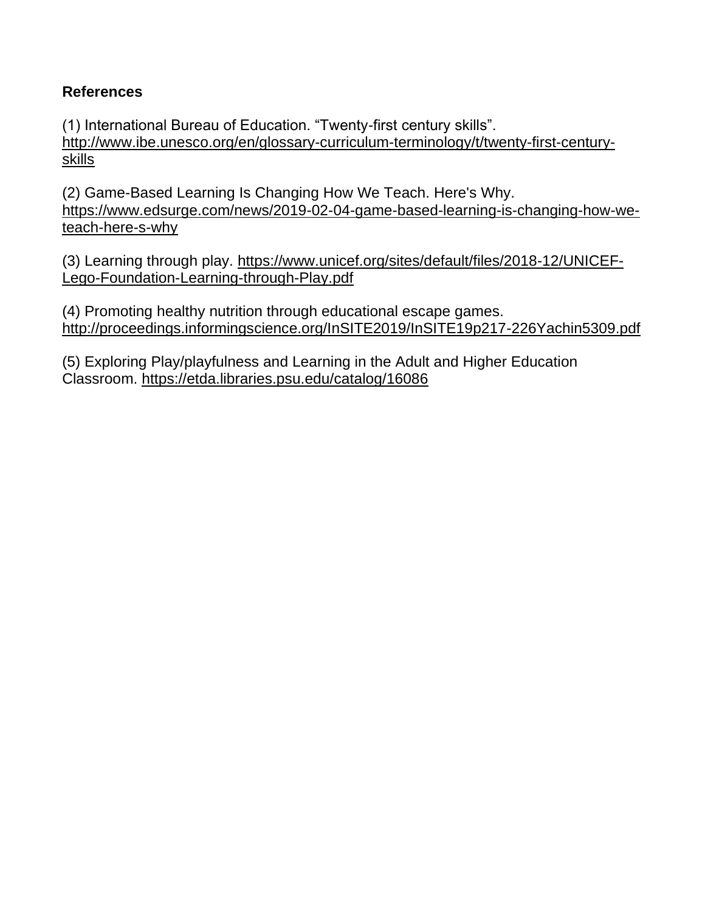**References**

(1) International Bureau of Education. “Twenty-first century skills”. http://www.ibe.unesco.org/en/glossary-curriculum-terminology/t/twenty-first-century-skills

(2) Game-Based Learning Is Changing How We Teach. Here's Why. https://www.edsurge.com/news/2019-02-04-game-based-learning-is-changing-how-we-teach-here-s-why

(3) Learning through play. https://www.unicef.org/sites/default/files/2018-12/UNICEF-Lego-Foundation-Learning-through-Play.pdf

(4) Promoting healthy nutrition through educational escape games. http://proceedings.informingscience.org/InSITE2019/InSITE19p217-226Yachin5309.pdf

(5) Exploring Play/playfulness and Learning in the Adult and Higher Education Classroom. https://etda.libraries.psu.edu/catalog/16086